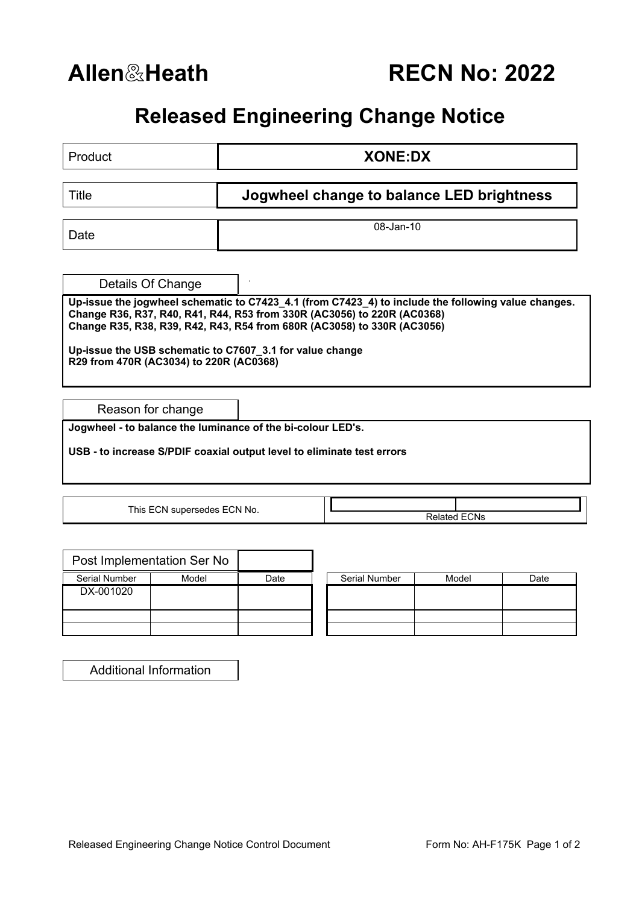# Allen&Heath

# RECN No: 2022

## Released Engineering Change Notice

| Product | **XONE:DX** |
|---|---|
| Title | **Jogwheel change to balance LED brightness** |
| Date | 08-Jan-10 |

### Details Of Change

**Up-issue the jogwheel schematic to C7423_4.1 (from C7423_4) to include the following value changes.**
**Change R36, R37, R40, R41, R44, R53 from 330R (AC3056) to 220R (AC0368)**
**Change R35, R38, R39, R42, R43, R54 from 680R (AC3058) to 330R (AC3056)**

**Up-issue the USB schematic to C7607_3.1 for value change**
**R29 from 470R (AC3034) to 220R (AC0368)**

### Reason for change

**Jogwheel - to balance the luminance of the bi-colour LED's.**

**USB - to increase S/PDIF coaxial output level to eliminate test errors**

| This ECN supersedes ECN No. | Related ECNs |
|---|---|
| | |

### Post Implementation Ser No

| Serial Number | Model | Date | | Serial Number | Model | Date |
|---|---|---|---|---|---|---|
| DX-001020 | | | | | | |
| | | | | | | |
| | | | | | | |

### Additional Information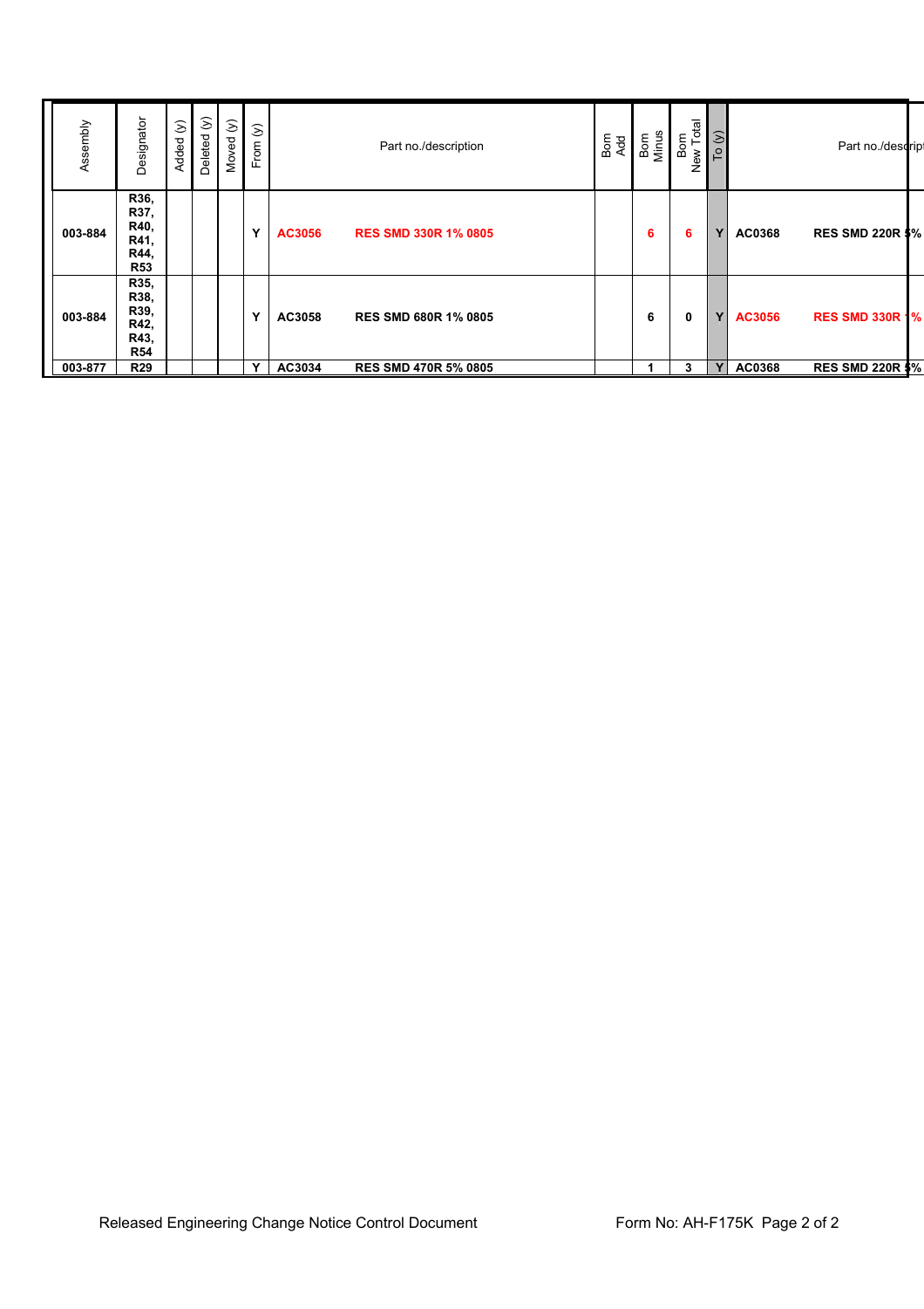| Assembly | Designator | Added (y) | Deleted (y) | Moved (y) | From (y) | Part no./description | | Bom Add | Bom Minus | Bom New Total | To (y) | Part no./descript | |
|---|---|---|---|---|---|---|---|---|---|---|---|---|---|
| 003-884 | R36, R37, R40, R41, R44, R53 | | | | Y | AC3056 | RES SMD 330R 1% 0805 | | 6 | 6 | Y | AC0368 | RES SMD 220R 5% |
| 003-884 | R35, R38, R39, R42, R43, R54 | | | | Y | AC3058 | RES SMD 680R 1% 0805 | | 6 | 0 | Y | AC3056 | RES SMD 330R 1% |
| 003-877 | R29 | | | | Y | AC3034 | RES SMD 470R 5% 0805 | | 1 | 3 | Y | AC0368 | RES SMD 220R 5% |

Released Engineering Change Notice Control Document

Form No: AH-F175K